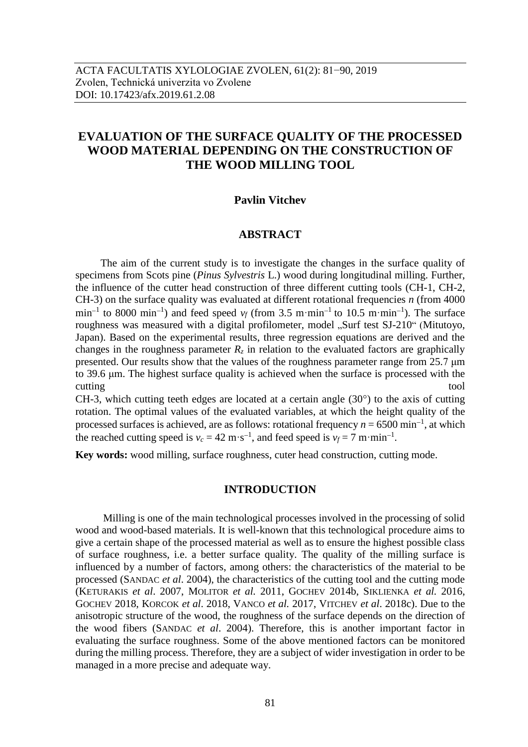ACTA FACULTATIS XYLOLOGIAE ZVOLEN, 61(2): 81−90, 2019
Zvolen, Technická univerzita vo Zvolene
DOI: 10.17423/afx.2019.61.2.08

# EVALUATION OF THE SURFACE QUALITY OF THE PROCESSED WOOD MATERIAL DEPENDING ON THE CONSTRUCTION OF THE WOOD MILLING TOOL

**Pavlin Vitchev**

## ABSTRACT

The aim of the current study is to investigate the changes in the surface quality of specimens from Scots pine (*Pinus Sylvestris* L.) wood during longitudinal milling. Further, the influence of the cutter head construction of three different cutting tools (CH-1, CH-2, CH-3) on the surface quality was evaluated at different rotational frequencies *n* (from 4000 $min^{-1}$ to 8000 $min^{-1}$) and feed speed $v_f$ (from 3.5 $m \cdot min^{-1}$ to 10.5 $m \cdot min^{-1}$). The surface roughness was measured with a digital profilometer, model „Surf test SJ-210" (Mitutoyo, Japan). Based on the experimental results, three regression equations are derived and the changes in the roughness parameter $R_z$ in relation to the evaluated factors are graphically presented. Our results show that the values of the roughness parameter range from 25.7 μm to 39.6 μm. The highest surface quality is achieved when the surface is processed with the cutting tool CH-3, which cutting teeth edges are located at a certain angle (30°) to the axis of cutting rotation. The optimal values of the evaluated variables, at which the height quality of the processed surfaces is achieved, are as follows: rotational frequency $n = 6500$ $min^{-1}$, at which the reached cutting speed is $v_c = 42$ $m \cdot s^{-1}$, and feed speed is $v_f = 7$ $m \cdot min^{-1}$.

**Key words:** wood milling, surface roughness, cuter head construction, cutting mode.

## INTRODUCTION

Milling is one of the main technological processes involved in the processing of solid wood and wood-based materials. It is well-known that this technological procedure aims to give a certain shape of the processed material as well as to ensure the highest possible class of surface roughness, i.e. a better surface quality. The quality of the milling surface is influenced by a number of factors, among others: the characteristics of the material to be processed (SANDAC *et al*. 2004), the characteristics of the cutting tool and the cutting mode (KETURAKIS *et al*. 2007, MOLITOR *et al.* 2011, GOCHEV 2014b, SIKLIENKA *et al.* 2016, GOCHEV 2018, KORCOK *et al*. 2018, VANCO *et al.* 2017, VITCHEV *et al*. 2018c). Due to the anisotropic structure of the wood, the roughness of the surface depends on the direction of the wood fibers (SANDAC *et al*. 2004). Therefore, this is another important factor in evaluating the surface roughness. Some of the above mentioned factors can be monitored during the milling process. Therefore, they are a subject of wider investigation in order to be managed in a more precise and adequate way.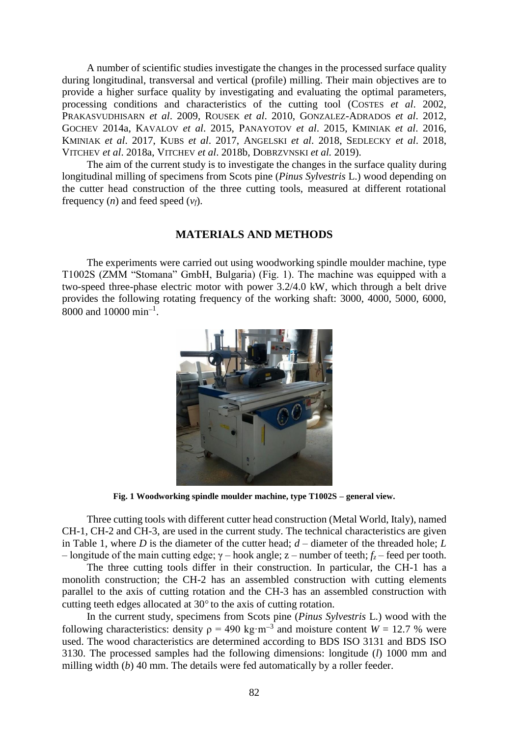A number of scientific studies investigate the changes in the processed surface quality during longitudinal, transversal and vertical (profile) milling. Their main objectives are to provide a higher surface quality by investigating and evaluating the optimal parameters, processing conditions and characteristics of the cutting tool (COSTES *et al*. 2002, PRAKASVUDHISARN *et al*. 2009, ROUSEK *et al*. 2010, GONZALEZ-ADRADOS *et al*. 2012, GOCHEV 2014a, KAVALOV *et al*. 2015, PANAYOTOV *et al*. 2015, KMINIAK *et al*. 2016, KMINIAK *et al*. 2017, KUBS *et al*. 2017, ANGELSKI *et al*. 2018, SEDLECKY *et al*. 2018, VITCHEV *et al*. 2018a, VITCHEV *et al*. 2018b, DOBRZVNSKI *et al.* 2019).

The aim of the current study is to investigate the changes in the surface quality during longitudinal milling of specimens from Scots pine (*Pinus Sylvestris* L.) wood depending on the cutter head construction of the three cutting tools, measured at different rotational frequency ($n$) and feed speed ($v_f$).

## MATERIALS AND METHODS

The experiments were carried out using woodworking spindle moulder machine, type T1002S (ZMM "Stomana" GmbH, Bulgaria) (Fig. 1). The machine was equipped with a two-speed three-phase electric motor with power 3.2/4.0 kW, which through a belt drive provides the following rotating frequency of the working shaft: 3000, 4000, 5000, 6000, 8000 and 10000 $\text{min}^{-1}$.

**Fig. 1 Woodworking spindle moulder machine, type T1002S – general view.**

Three cutting tools with different cutter head construction (Metal World, Italy), named CH-1, CH-2 and CH-3, are used in the current study. The technical characteristics are given in Table 1, where $D$ is the diameter of the cutter head; $d$ – diameter of the threaded hole; $L$ – longitude of the main cutting edge; $\gamma$ – hook angle; z – number of teeth; $f_z$ – feed per tooth.

The three cutting tools differ in their construction. In particular, the CH-1 has a monolith construction; the CH-2 has an assembled construction with cutting elements parallel to the axis of cutting rotation and the CH-3 has an assembled construction with cutting teeth edges allocated at 30° to the axis of cutting rotation.

In the current study, specimens from Scots pine (*Pinus Sylvestris* L.) wood with the following characteristics: density $\rho = 490\ \text{kg}\cdot\text{m}^{-3}$ and moisture content $W = 12.7$ % were used. The wood characteristics are determined according to BDS ISO 3131 and BDS ISO 3130. The processed samples had the following dimensions: longitude ($l$) 1000 mm and milling width ($b$) 40 mm. The details were fed automatically by a roller feeder.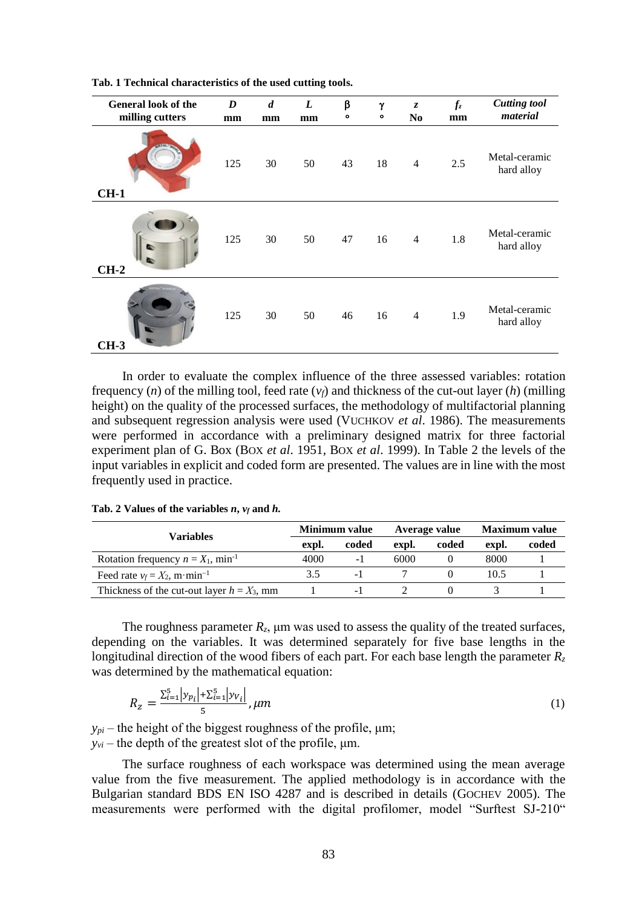**Tab. 1 Technical characteristics of the used cutting tools.**

| General look of the milling cutters | *D* mm | *d* mm | *L* mm | β ° | γ ° | *z* No | $f_z$ mm | *Cutting tool material* |
|---|---|---|---|---|---|---|---|---|
| **CH-1** | 125 | 30 | 50 | 43 | 18 | 4 | 2.5 | Metal-ceramic hard alloy |
| **CH-2** | 125 | 30 | 50 | 47 | 16 | 4 | 1.8 | Metal-ceramic hard alloy |
| **CH-3** | 125 | 30 | 50 | 46 | 16 | 4 | 1.9 | Metal-ceramic hard alloy |

In order to evaluate the complex influence of the three assessed variables: rotation frequency ($n$) of the milling tool, feed rate ($v_f$) and thickness of the cut-out layer ($h$) (milling height) on the quality of the processed surfaces, the methodology of multifactorial planning and subsequent regression analysis were used (VUCHKOV *et al*. 1986). The measurements were performed in accordance with a preliminary designed matrix for three factorial experiment plan of G. Box (BOX *et al*. 1951, BOX *et al*. 1999). In Table 2 the levels of the input variables in explicit and coded form are presented. The values are in line with the most frequently used in practice.

**Tab. 2 Values of the variables $n$, $v_f$ and $h$.**

| Variables | Minimum value | | Average value | | Maximum value | |
|---|---|---|---|---|---|---|
| | expl. | coded | expl. | coded | expl. | coded |
| Rotation frequency $n = X_1$, min$^{-1}$ | 4000 | -1 | 6000 | 0 | 8000 | 1 |
| Feed rate $v_f = X_2$, m·min$^{-1}$ | 3.5 | -1 | 7 | 0 | 10.5 | 1 |
| Thickness of the cut-out layer $h = X_3$, mm | 1 | -1 | 2 | 0 | 3 | 1 |

The roughness parameter $R_z$, μm was used to assess the quality of the treated surfaces, depending on the variables. It was determined separately for five base lengths in the longitudinal direction of the wood fibers of each part. For each base length the parameter $R_z$ was determined by the mathematical equation:

$$R_z = \frac{\sum_{i=1}^{5}\left|y_{p_i}\right| + \sum_{i=1}^{5}\left|y_{v_i}\right|}{5}, \mu m \tag{1}$$

$y_{pi}$ – the height of the biggest roughness of the profile, μm;
$y_{vi}$ – the depth of the greatest slot of the profile, μm.

The surface roughness of each workspace was determined using the mean average value from the five measurement. The applied methodology is in accordance with the Bulgarian standard BDS EN ISO 4287 and is described in details (GOCHEV 2005). The measurements were performed with the digital profilomer, model "Surftest SJ-210"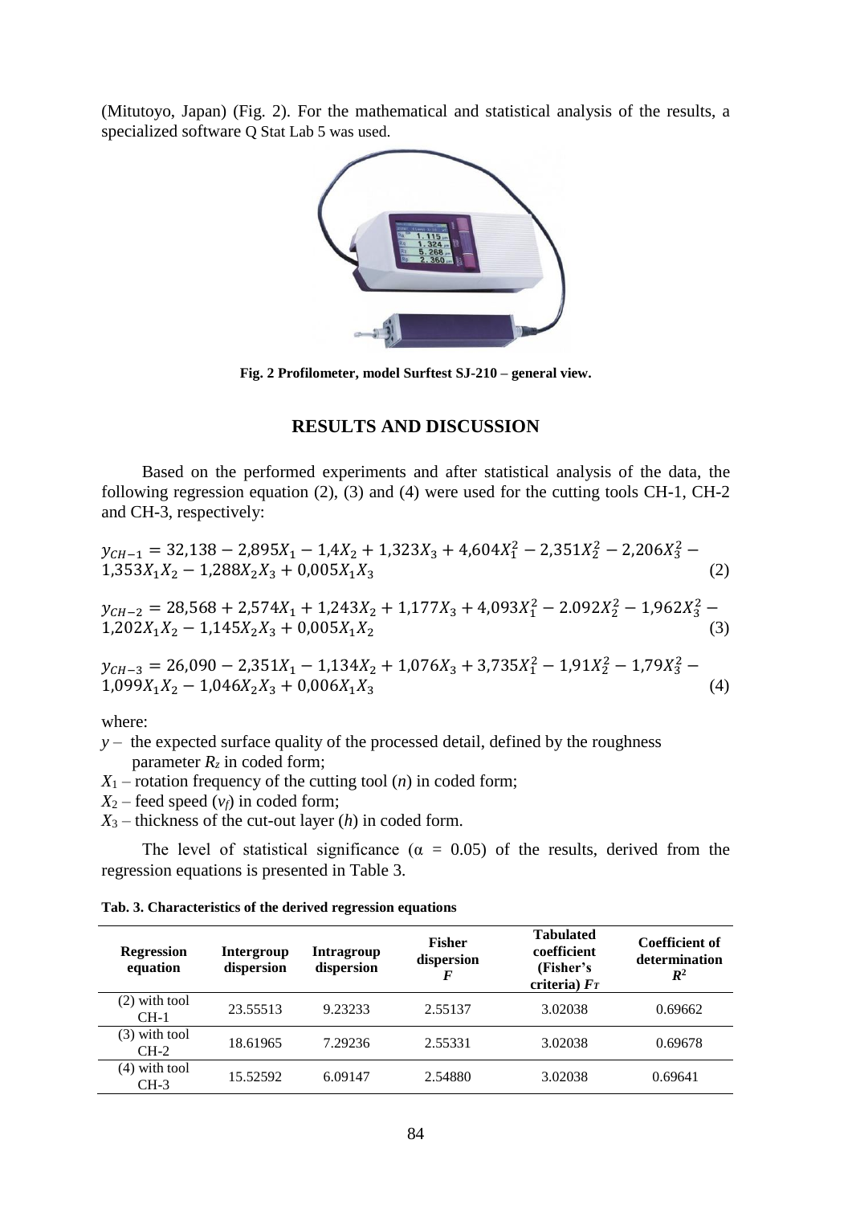(Mitutoyo, Japan) (Fig. 2). For the mathematical and statistical analysis of the results, a specialized software Q Stat Lab 5 was used.

**Fig. 2 Profilometer, model Surftest SJ-210 – general view.**

## RESULTS AND DISCUSSION

Based on the performed experiments and after statistical analysis of the data, the following regression equation (2), (3) and (4) were used for the cutting tools CH-1, CH-2 and CH-3, respectively:

$$y_{CH-1} = 32{,}138 - 2{,}895X_1 - 1{,}4X_2 + 1{,}323X_3 + 4{,}604X_1^2 - 2{,}351X_2^2 - 2{,}206X_3^2 - 1{,}353X_1X_2 - 1{,}288X_2X_3 + 0{,}005X_1X_3 \quad (2)$$

$$y_{CH-2} = 28{,}568 + 2{,}574X_1 + 1{,}243X_2 + 1{,}177X_3 + 4{,}093X_1^2 - 2.092X_2^2 - 1{,}962X_3^2 - 1{,}202X_1X_2 - 1{,}145X_2X_3 + 0{,}005X_1X_2 \quad (3)$$

$$y_{CH-3} = 26{,}090 - 2{,}351X_1 - 1{,}134X_2 + 1{,}076X_3 + 3{,}735X_1^2 - 1{,}91X_2^2 - 1{,}79X_3^2 - 1{,}099X_1X_2 - 1{,}046X_2X_3 + 0{,}006X_1X_3 \quad (4)$$

where:

- $y$ – the expected surface quality of the processed detail, defined by the roughness parameter $R_z$ in coded form;
- $X_1$ – rotation frequency of the cutting tool ($n$) in coded form;
- $X_2$ – feed speed ($v_f$) in coded form;
- $X_3$ – thickness of the cut-out layer ($h$) in coded form.

The level of statistical significance ($\alpha = 0.05$) of the results, derived from the regression equations is presented in Table 3.

**Tab. 3. Characteristics of the derived regression equations**

| Regression equation | Intergroup dispersion | Intragroup dispersion | Fisher dispersion $F$ | Tabulated coefficient (Fisher's criteria) $F_T$ | Coefficient of determination $R^2$ |
|---|---|---|---|---|---|
| (2) with tool CH-1 | 23.55513 | 9.23233 | 2.55137 | 3.02038 | 0.69662 |
| (3) with tool CH-2 | 18.61965 | 7.29236 | 2.55331 | 3.02038 | 0.69678 |
| (4) with tool CH-3 | 15.52592 | 6.09147 | 2.54880 | 3.02038 | 0.69641 |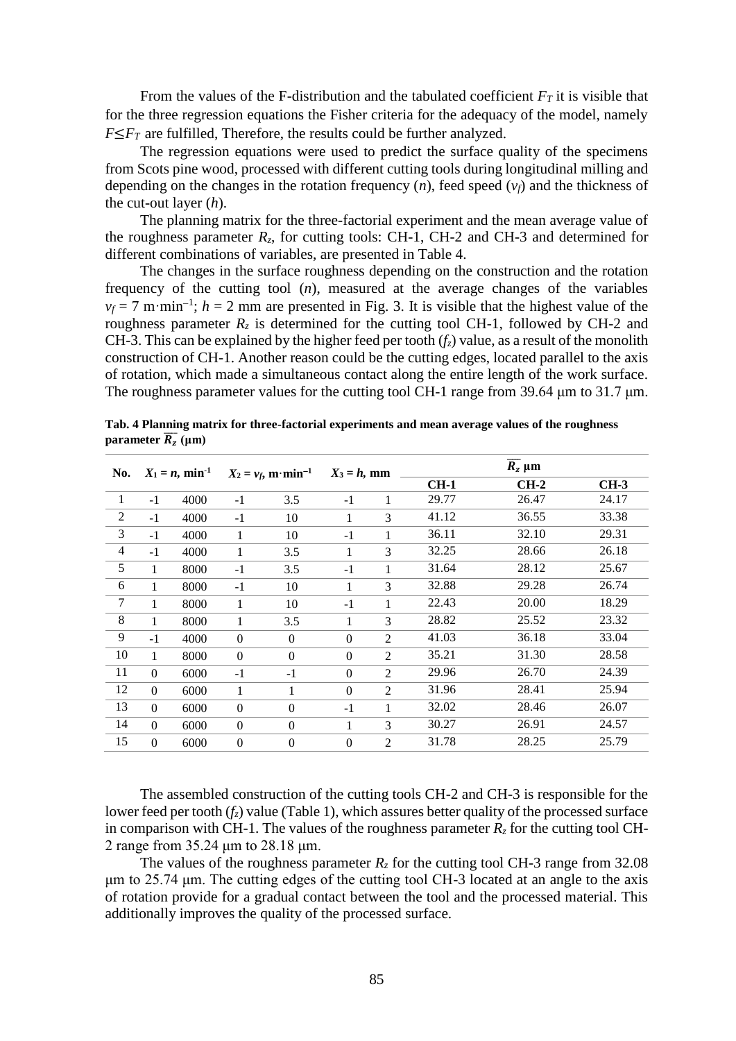From the values of the F-distribution and the tabulated coefficient $F_T$ it is visible that for the three regression equations the Fisher criteria for the adequacy of the model, namely $F \leq F_T$ are fulfilled, Therefore, the results could be further analyzed.

The regression equations were used to predict the surface quality of the specimens from Scots pine wood, processed with different cutting tools during longitudinal milling and depending on the changes in the rotation frequency ($n$), feed speed ($v_f$) and the thickness of the cut-out layer ($h$).

The planning matrix for the three-factorial experiment and the mean average value of the roughness parameter $R_z$, for cutting tools: CH-1, CH-2 and CH-3 and determined for different combinations of variables, are presented in Table 4.

The changes in the surface roughness depending on the construction and the rotation frequency of the cutting tool ($n$), measured at the average changes of the variables $v_f = 7$ m·min$^{-1}$; $h = 2$ mm are presented in Fig. 3. It is visible that the highest value of the roughness parameter $R_z$ is determined for the cutting tool CH-1, followed by CH-2 and CH-3. This can be explained by the higher feed per tooth ($f_z$) value, as a result of the monolith construction of CH-1. Another reason could be the cutting edges, located parallel to the axis of rotation, which made a simultaneous contact along the entire length of the work surface. The roughness parameter values for the cutting tool CH-1 range from 39.64 μm to 31.7 μm.

**Tab. 4 Planning matrix for three-factorial experiments and mean average values of the roughness parameter $\overline{R_z}$ (μm)**

| No. | $X_1 = n$, min$^{-1}$ | | $X_2 = v_f$, m·min$^{-1}$ | | $X_3 = h$, mm | | $\overline{R_z}$ μm | | |
|---|---|---|---|---|---|---|---|---|---|
| | | | | | | | CH-1 | CH-2 | CH-3 |
| 1 | -1 | 4000 | -1 | 3.5 | -1 | 1 | 29.77 | 26.47 | 24.17 |
| 2 | -1 | 4000 | -1 | 10 | 1 | 3 | 41.12 | 36.55 | 33.38 |
| 3 | -1 | 4000 | 1 | 10 | -1 | 1 | 36.11 | 32.10 | 29.31 |
| 4 | -1 | 4000 | 1 | 3.5 | 1 | 3 | 32.25 | 28.66 | 26.18 |
| 5 | 1 | 8000 | -1 | 3.5 | -1 | 1 | 31.64 | 28.12 | 25.67 |
| 6 | 1 | 8000 | -1 | 10 | 1 | 3 | 32.88 | 29.28 | 26.74 |
| 7 | 1 | 8000 | 1 | 10 | -1 | 1 | 22.43 | 20.00 | 18.29 |
| 8 | 1 | 8000 | 1 | 3.5 | 1 | 3 | 28.82 | 25.52 | 23.32 |
| 9 | -1 | 4000 | 0 | 0 | 0 | 2 | 41.03 | 36.18 | 33.04 |
| 10 | 1 | 8000 | 0 | 0 | 0 | 2 | 35.21 | 31.30 | 28.58 |
| 11 | 0 | 6000 | -1 | -1 | 0 | 2 | 29.96 | 26.70 | 24.39 |
| 12 | 0 | 6000 | 1 | 1 | 0 | 2 | 31.96 | 28.41 | 25.94 |
| 13 | 0 | 6000 | 0 | 0 | -1 | 1 | 32.02 | 28.46 | 26.07 |
| 14 | 0 | 6000 | 0 | 0 | 1 | 3 | 30.27 | 26.91 | 24.57 |
| 15 | 0 | 6000 | 0 | 0 | 0 | 2 | 31.78 | 28.25 | 25.79 |

The assembled construction of the cutting tools CH-2 and CH-3 is responsible for the lower feed per tooth ($f_z$) value (Table 1), which assures better quality of the processed surface in comparison with CH-1. The values of the roughness parameter $R_z$ for the cutting tool CH-2 range from 35.24 μm to 28.18 μm.

The values of the roughness parameter $R_z$ for the cutting tool CH-3 range from 32.08 μm to 25.74 μm. The cutting edges of the cutting tool CH-3 located at an angle to the axis of rotation provide for a gradual contact between the tool and the processed material. This additionally improves the quality of the processed surface.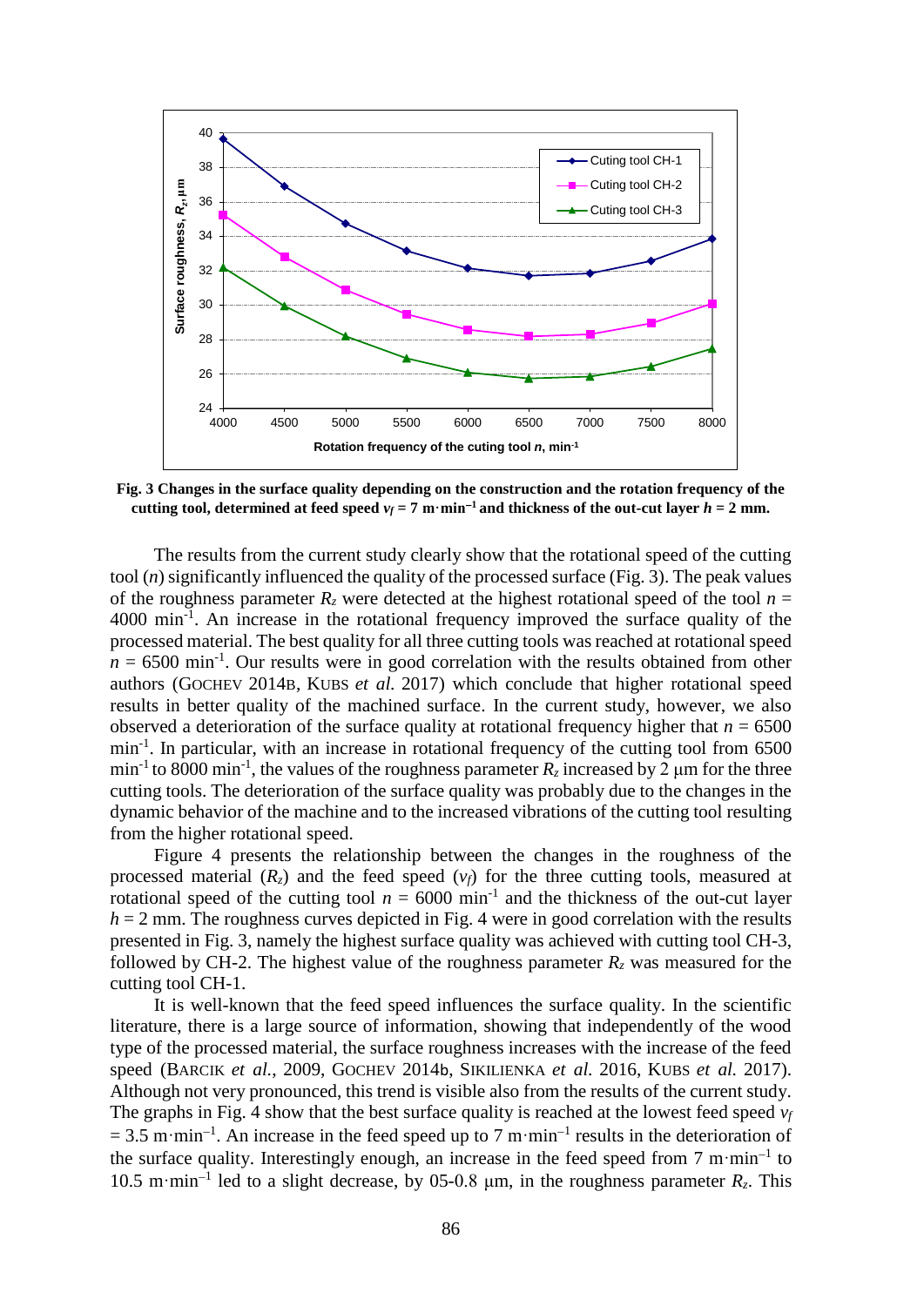**Fig. 3 Changes in the surface quality depending on the construction and the rotation frequency of the cutting tool, determined at feed speed $v_f = 7$ m·min$^{-1}$ and thickness of the out-cut layer $h = 2$ mm.**

The results from the current study clearly show that the rotational speed of the cutting tool ($n$) significantly influenced the quality of the processed surface (Fig. 3). The peak values of the roughness parameter $R_z$ were detected at the highest rotational speed of the tool $n$ = 4000 min$^{-1}$. An increase in the rotational frequency improved the surface quality of the processed material. The best quality for all three cutting tools was reached at rotational speed $n$ = 6500 min$^{-1}$. Our results were in good correlation with the results obtained from other authors (GOCHEV 2014B, KUBS *et al.* 2017) which conclude that higher rotational speed results in better quality of the machined surface. In the current study, however, we also observed a deterioration of the surface quality at rotational frequency higher that $n$ = 6500 min$^{-1}$. In particular, with an increase in rotational frequency of the cutting tool from 6500 min$^{-1}$ to 8000 min$^{-1}$, the values of the roughness parameter $R_z$ increased by 2 µm for the three cutting tools. The deterioration of the surface quality was probably due to the changes in the dynamic behavior of the machine and to the increased vibrations of the cutting tool resulting from the higher rotational speed.

Figure 4 presents the relationship between the changes in the roughness of the processed material ($R_z$) and the feed speed ($v_f$) for the three cutting tools, measured at rotational speed of the cutting tool $n$ = 6000 min$^{-1}$ and the thickness of the out-cut layer $h$ = 2 mm. The roughness curves depicted in Fig. 4 were in good correlation with the results presented in Fig. 3, namely the highest surface quality was achieved with cutting tool CH-3, followed by CH-2. The highest value of the roughness parameter $R_z$ was measured for the cutting tool CH-1.

It is well-known that the feed speed influences the surface quality. In the scientific literature, there is a large source of information, showing that independently of the wood type of the processed material, the surface roughness increases with the increase of the feed speed (BARCIK *et al.*, 2009, GOCHEV 2014b, SIKILIENKA *et al.* 2016, KUBS *et al.* 2017). Although not very pronounced, this trend is visible also from the results of the current study. The graphs in Fig. 4 show that the best surface quality is reached at the lowest feed speed $v_f$ = 3.5 m·min$^{-1}$. An increase in the feed speed up to 7 m·min$^{-1}$ results in the deterioration of the surface quality. Interestingly enough, an increase in the feed speed from 7 m·min$^{-1}$ to 10.5 m·min$^{-1}$ led to a slight decrease, by 05-0.8 µm, in the roughness parameter $R_z$. This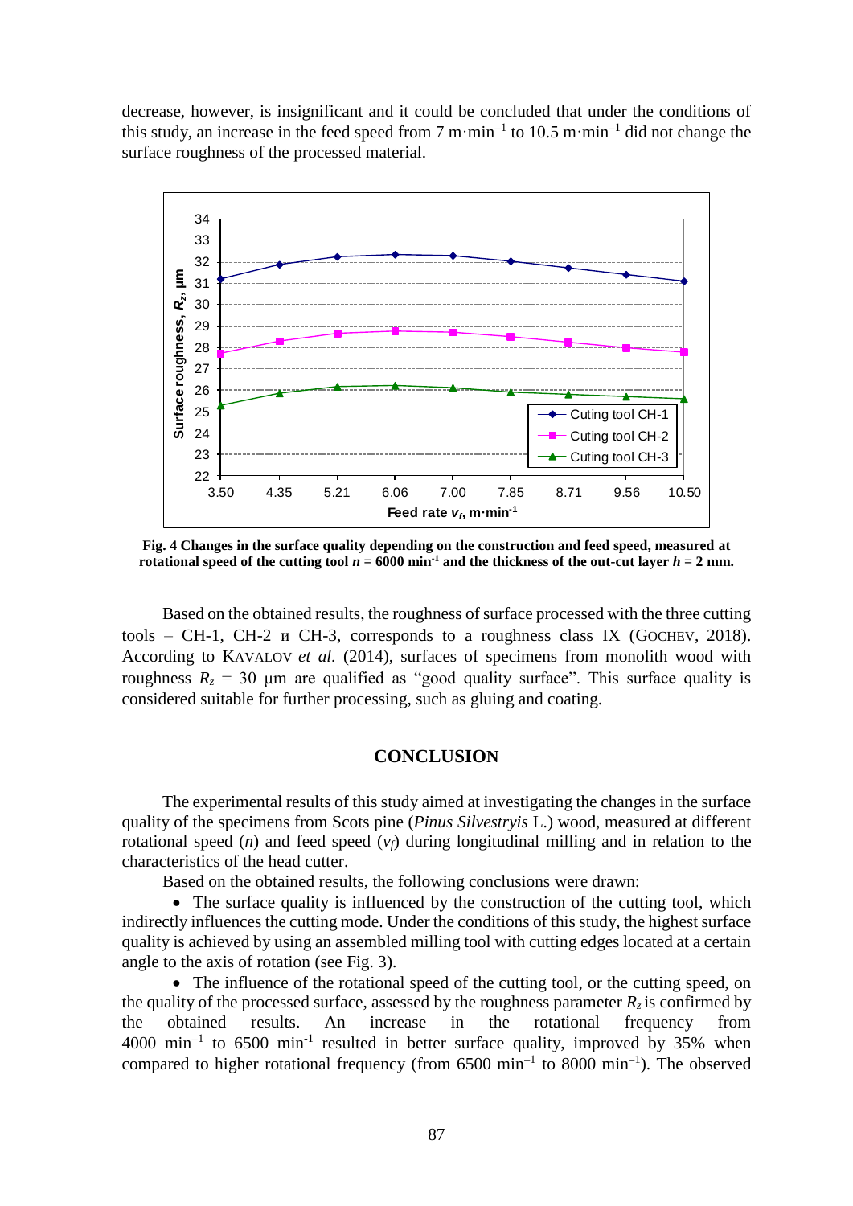decrease, however, is insignificant and it could be concluded that under the conditions of this study, an increase in the feed speed from 7 m·min$^{-1}$ to 10.5 m·min$^{-1}$ did not change the surface roughness of the processed material.

**Fig. 4 Changes in the surface quality depending on the construction and feed speed, measured at rotational speed of the cutting tool $n$ = 6000 min$^{-1}$ and the thickness of the out-cut layer $h$ = 2 mm.**

Based on the obtained results, the roughness of surface processed with the three cutting tools – CH-1, CH-2 и CH-3, corresponds to a roughness class IX (GOCHEV, 2018). According to KAVALOV *et al.* (2014), surfaces of specimens from monolith wood with roughness $R_z$ = 30 μm are qualified as "good quality surface". This surface quality is considered suitable for further processing, such as gluing and coating.

## CONCLUSION

The experimental results of this study aimed at investigating the changes in the surface quality of the specimens from Scots pine (*Pinus Silvestryis* L.) wood, measured at different rotational speed ($n$) and feed speed ($v_f$) during longitudinal milling and in relation to the characteristics of the head cutter.

Based on the obtained results, the following conclusions were drawn:

- The surface quality is influenced by the construction of the cutting tool, which indirectly influences the cutting mode. Under the conditions of this study, the highest surface quality is achieved by using an assembled milling tool with cutting edges located at a certain angle to the axis of rotation (see Fig. 3).
- The influence of the rotational speed of the cutting tool, or the cutting speed, on the quality of the processed surface, assessed by the roughness parameter $R_z$ is confirmed by the obtained results. An increase in the rotational frequency from 4000 min$^{-1}$ to 6500 min$^{-1}$ resulted in better surface quality, improved by 35% when compared to higher rotational frequency (from 6500 min$^{-1}$ to 8000 min$^{-1}$). The observed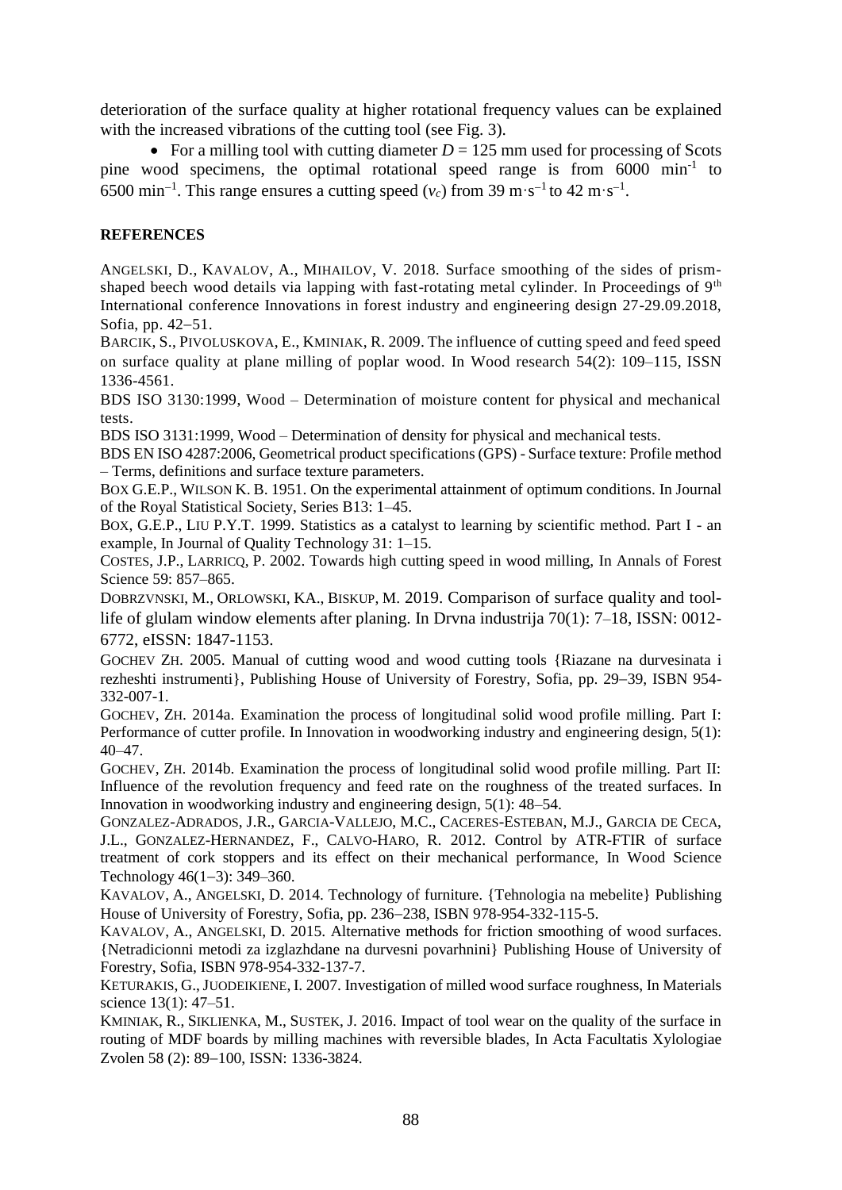deterioration of the surface quality at higher rotational frequency values can be explained with the increased vibrations of the cutting tool (see Fig. 3).

- For a milling tool with cutting diameter $D$ = 125 mm used for processing of Scots pine wood specimens, the optimal rotational speed range is from 6000 min$^{-1}$ to 6500 min$^{-1}$. This range ensures a cutting speed ($v_c$) from 39 m·s$^{-1}$ to 42 m·s$^{-1}$.

**REFERENCES**

ANGELSKI, D., KAVALOV, A., MIHAILOV, V. 2018. Surface smoothing of the sides of prism-shaped beech wood details via lapping with fast-rotating metal cylinder. In Proceedings of 9th International conference Innovations in forest industry and engineering design 27-29.09.2018, Sofia, pp. 42–51.

BARCIK, S., PIVOLUSKOVA, E., KMINIAK, R. 2009. The influence of cutting speed and feed speed on surface quality at plane milling of poplar wood. In Wood research 54(2): 109–115, ISSN 1336-4561.

BDS ISO 3130:1999, Wood – Determination of moisture content for physical and mechanical tests.

BDS ISO 3131:1999, Wood – Determination of density for physical and mechanical tests.

BDS EN ISO 4287:2006, Geometrical product specifications (GPS) - Surface texture: Profile method – Terms, definitions and surface texture parameters.

BOX G.E.P., WILSON K. B. 1951. On the experimental attainment of optimum conditions. In Journal of the Royal Statistical Society, Series B13: 1–45.

BOX, G.E.P., LIU P.Y.T. 1999. Statistics as a catalyst to learning by scientific method. Part I - an example, In Journal of Quality Technology 31: 1–15.

COSTES, J.P., LARRICQ, P. 2002. Towards high cutting speed in wood milling, In Annals of Forest Science 59: 857–865.

DOBRZVNSKI, M., ORLOWSKI, KA., BISKUP, M. 2019. Comparison of surface quality and tool-life of glulam window elements after planing. In Drvna industrija 70(1): 7–18, ISSN: 0012-6772, eISSN: 1847-1153.

GOCHEV ZH. 2005. Manual of cutting wood and wood cutting tools {Riazane na durvesinata i rezheshti instrumenti}, Publishing House of University of Forestry, Sofia, pp. 29–39, ISBN 954-332-007-1.

GOCHEV, ZH. 2014a. Examination the process of longitudinal solid wood profile milling. Part I: Performance of cutter profile. In Innovation in woodworking industry and engineering design, 5(1): 40–47.

GOCHEV, ZH. 2014b. Examination the process of longitudinal solid wood profile milling. Part II: Influence of the revolution frequency and feed rate on the roughness of the treated surfaces. In Innovation in woodworking industry and engineering design, 5(1): 48–54.

GONZALEZ-ADRADOS, J.R., GARCIA-VALLEJO, M.C., CACERES-ESTEBAN, M.J., GARCIA DE CECA, J.L., GONZALEZ-HERNANDEZ, F., CALVO-HARO, R. 2012. Control by ATR-FTIR of surface treatment of cork stoppers and its effect on their mechanical performance, In Wood Science Technology 46(1–3): 349–360.

KAVALOV, A., ANGELSKI, D. 2014. Technology of furniture. {Tehnologia na mebelite} Publishing House of University of Forestry, Sofia, pp. 236–238, ISBN 978-954-332-115-5.

KAVALOV, A., ANGELSKI, D. 2015. Alternative methods for friction smoothing of wood surfaces. {Netradicionni metodi za izglazhdane na durvesni povarhnini} Publishing House of University of Forestry, Sofia, ISBN 978-954-332-137-7.

KETURAKIS, G., JUODEIKIENE, I. 2007. Investigation of milled wood surface roughness, In Materials science 13(1): 47–51.

KMINIAK, R., SIKLIENKA, M., SUSTEK, J. 2016. Impact of tool wear on the quality of the surface in routing of MDF boards by milling machines with reversible blades, In Acta Facultatis Xylologiae Zvolen 58 (2): 89–100, ISSN: 1336-3824.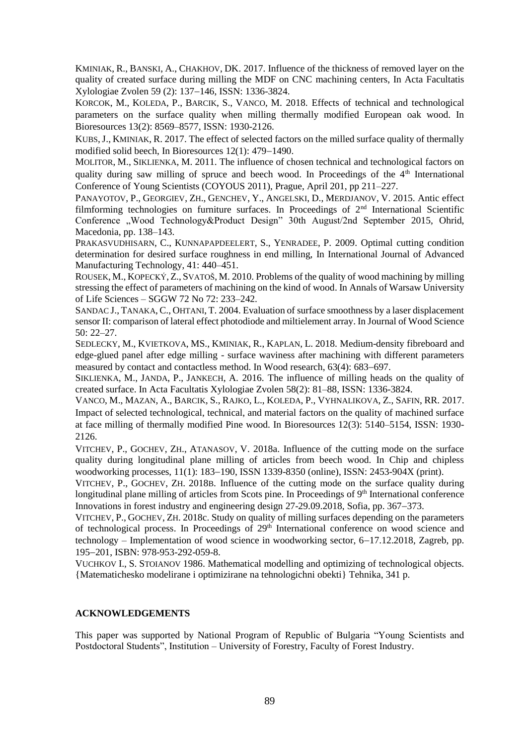KMINIAK, R., BANSKI, A., CHAKHOV, DK. 2017. Influence of the thickness of removed layer on the quality of created surface during milling the MDF on CNC machining centers, In Acta Facultatis Xylologiae Zvolen 59 (2): 137−146, ISSN: 1336-3824.

KORCOK, M., KOLEDA, P., BARCIK, S., VANCO, M. 2018. Effects of technical and technological parameters on the surface quality when milling thermally modified European oak wood. In Bioresources 13(2): 8569–8577, ISSN: 1930-2126.

KUBS, J., KMINIAK, R. 2017. The effect of selected factors on the milled surface quality of thermally modified solid beech, In Bioresources 12(1): 479−1490.

MOLITOR, M., SIKLIENKA, M. 2011. The influence of chosen technical and technological factors on quality during saw milling of spruce and beech wood. In Proceedings of the 4th International Conference of Young Scientists (COYOUS 2011), Prague, April 201, pp 211–227.

PANAYOTOV, P., GEORGIEV, ZH., GENCHEV, Y., ANGELSKI, D., MERDJANOV, V. 2015. Antic effect filmforming technologies on furniture surfaces. In Proceedings of 2nd International Scientific Conference „Wood Technology&Product Design" 30th August/2nd September 2015, Ohrid, Macedonia, pp. 138–143.

PRAKASVUDHISARN, C., KUNNAPAPDEELERT, S., YENRADEE, P. 2009. Optimal cutting condition determination for desired surface roughness in end milling, In International Journal of Advanced Manufacturing Technology, 41: 440–451.

ROUSEK, M., KOPECKÝ, Z., SVATOŠ, M. 2010. Problems of the quality of wood machining by milling stressing the effect of parameters of machining on the kind of wood. In Annals of Warsaw University of Life Sciences – SGGW 72 No 72: 233–242.

SANDAC J., TANAKA, C., OHTANI, T. 2004. Evaluation of surface smoothness by a laser displacement sensor II: comparison of lateral effect photodiode and miltielement array. In Journal of Wood Science 50: 22–27.

SEDLECKY, M., KVIETKOVA, MS., KMINIAK, R., KAPLAN, L. 2018. Medium-density fibreboard and edge-glued panel after edge milling - surface waviness after machining with different parameters measured by contact and contactless method. In Wood research, 63(4): 683−697.

SIKLIENKA, M., JANDA, P., JANKECH, A. 2016. The influence of milling heads on the quality of created surface. In Acta Facultatis Xylologiae Zvolen 58(2): 81–88, ISSN: 1336-3824.

VANCO, M., MAZAN, A., BARCIK, S., RAJKO, L., KOLEDA, P., VYHNALIKOVA, Z., SAFIN, RR. 2017. Impact of selected technological, technical, and material factors on the quality of machined surface at face milling of thermally modified Pine wood. In Bioresources 12(3): 5140–5154, ISSN: 1930-2126.

VITCHEV, P., GOCHEV, ZH., ATANASOV, V. 2018a. Influence of the cutting mode on the surface quality during longitudinal plane milling of articles from beech wood. In Chip and chipless woodworking processes, 11(1): 183−190, ISSN 1339-8350 (online), ISSN: 2453-904X (print).

VITCHEV, P., GOCHEV, ZH. 2018B. Influence of the cutting mode on the surface quality during longitudinal plane milling of articles from Scots pine. In Proceedings of 9th International conference Innovations in forest industry and engineering design 27-29.09.2018, Sofia, pp. 367−373.

VITCHEV, P., GOCHEV, ZH. 2018c. Study on quality of milling surfaces depending on the parameters of technological process. In Proceedings of 29th International conference on wood science and technology – Implementation of wood science in woodworking sector, 6−17.12.2018, Zagreb, pp. 195−201, ISBN: 978-953-292-059-8.

VUCHKOV I., S. STOIANOV 1986. Mathematical modelling and optimizing of technological objects. {Matematichesko modelirane i optimizirane na tehnologichni obekti} Tehnika, 341 p.

## ACKNOWLEDGEMENTS

This paper was supported by National Program of Republic of Bulgaria "Young Scientists and Postdoctoral Students", Institution – University of Forestry, Faculty of Forest Industry.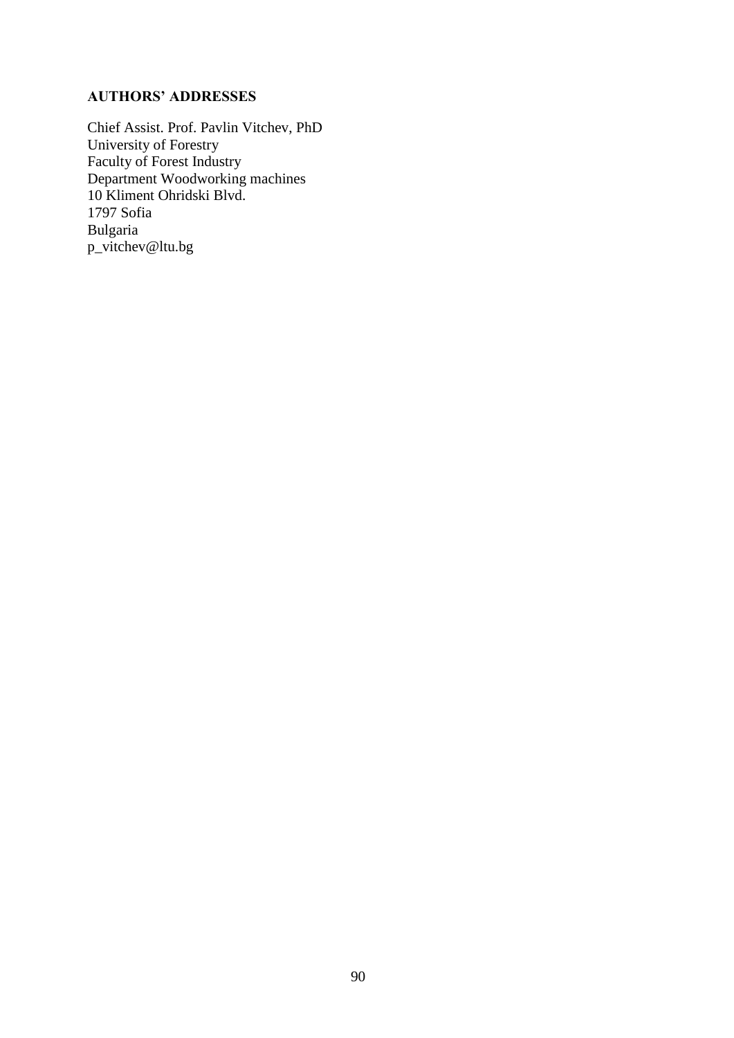## AUTHORS' ADDRESSES

Chief Assist. Prof. Pavlin Vitchev, PhD
University of Forestry
Faculty of Forest Industry
Department Woodworking machines
10 Kliment Ohridski Blvd.
1797 Sofia
Bulgaria
p_vitchev@ltu.bg